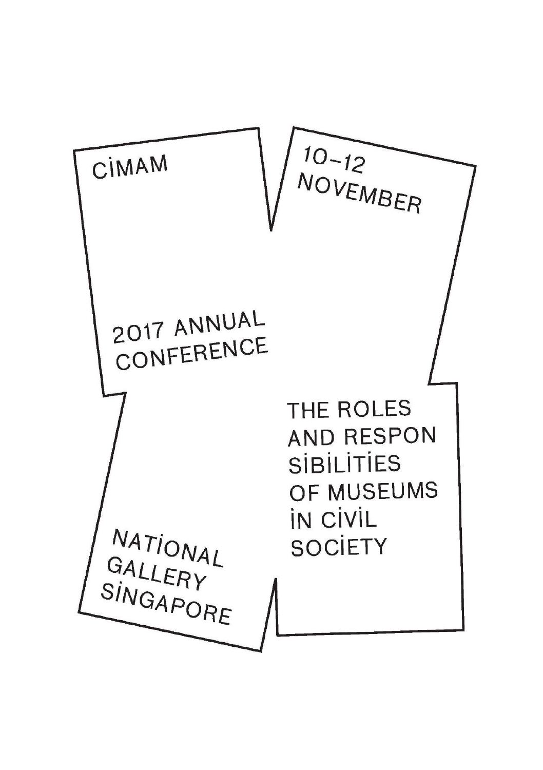CİMAM

10–12 NOVEMBER

# 2017 ANNUAL CONFERENCE

THE ROLES AND RESPON SİBİLİTİES OF MUSEUMS İN CİVİL SOCİETY

NATİONAL GALLERY SİNGAPORE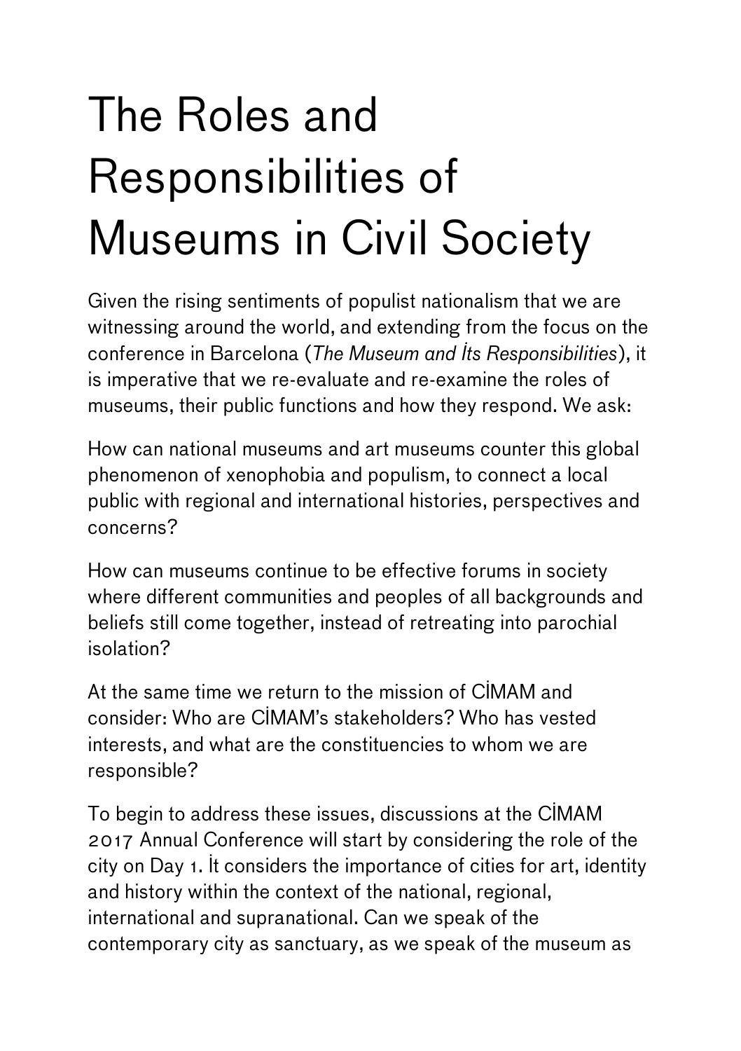# The Roles and Responsibilities of Museums in Civil Society

Given the rising sentiments of populist nationalism that we are witnessing around the world, and extending from the focus on the conference in Barcelona (*The Museum and İts Responsibilities*), it is imperative that we re-evaluate and re-examine the roles of museums, their public functions and how they respond. We ask:

How can national museums and art museums counter this global phenomenon of xenophobia and populism, to connect a local public with regional and international histories, perspectives and concerns?

How can museums continue to be effective forums in society where different communities and peoples of all backgrounds and beliefs still come together, instead of retreating into parochial isolation?

At the same time we return to the mission of CİMAM and consider: Who are CİMAM's stakeholders? Who has vested interests, and what are the constituencies to whom we are responsible?

To begin to address these issues, discussions at the CİMAM 2017 Annual Conference will start by considering the role of the city on Day 1. İt considers the importance of cities for art, identity and history within the context of the national, regional, international and supranational. Can we speak of the contemporary city as sanctuary, as we speak of the museum as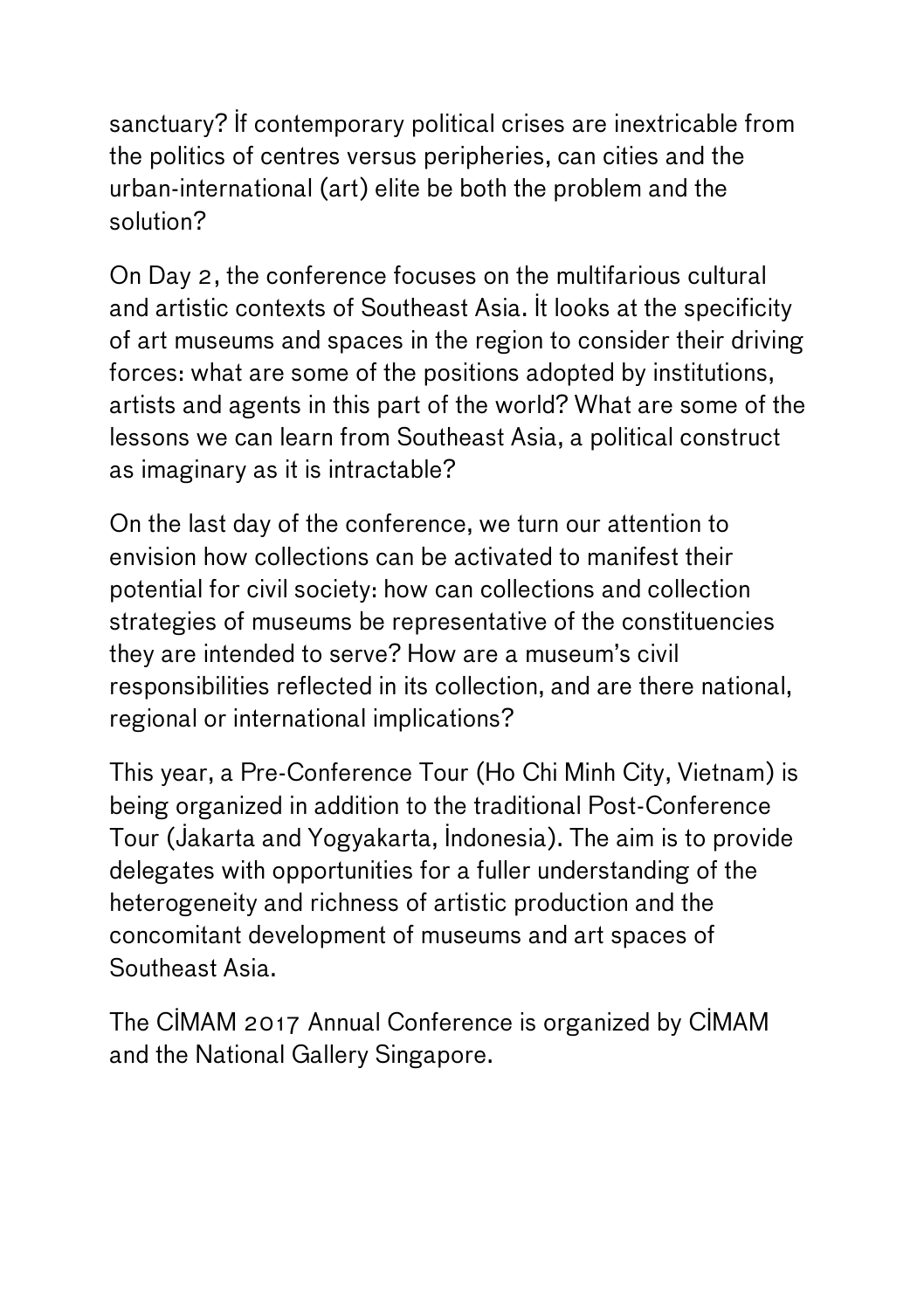sanctuary? If contemporary political crises are inextricable from the politics of centres versus peripheries, can cities and the urban-international (art) elite be both the problem and the solution?

On Day 2, the conference focuses on the multifarious cultural and artistic contexts of Southeast Asia. It looks at the specificity of art museums and spaces in the region to consider their driving forces: what are some of the positions adopted by institutions, artists and agents in this part of the world? What are some of the lessons we can learn from Southeast Asia, a political construct as imaginary as it is intractable?

On the last day of the conference, we turn our attention to envision how collections can be activated to manifest their potential for civil society: how can collections and collection strategies of museums be representative of the constituencies they are intended to serve? How are a museum's civil responsibilities reflected in its collection, and are there national, regional or international implications?

This year, a Pre-Conference Tour (Ho Chi Minh City, Vietnam) is being organized in addition to the traditional Post-Conference Tour (Jakarta and Yogyakarta, Indonesia). The aim is to provide delegates with opportunities for a fuller understanding of the heterogeneity and richness of artistic production and the concomitant development of museums and art spaces of Southeast Asia.

The CIMAM 2017 Annual Conference is organized by CIMAM and the National Gallery Singapore.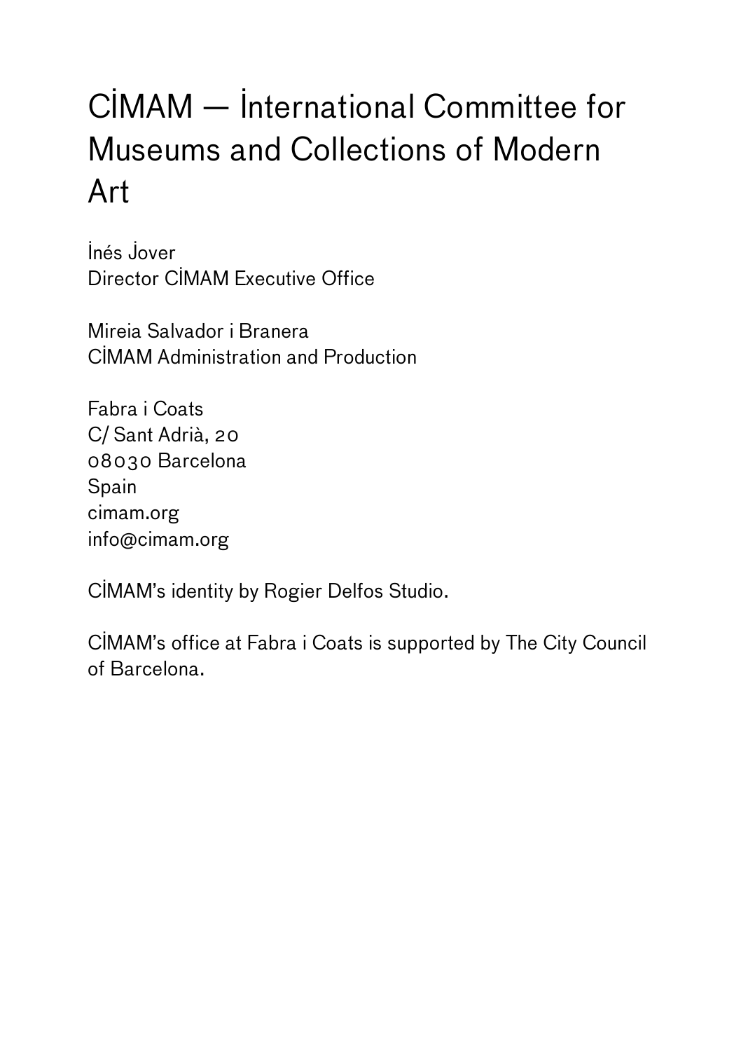# CİMAM — İnternational Committee for Museums and Collections of Modern Art

İnés Jover
Director CİMAM Executive Office

Mireia Salvador i Branera
CİMAM Administration and Production

Fabra i Coats
C/ Sant Adrià, 20
08030 Barcelona
Spain
cimam.org
info@cimam.org

CİMAM's identity by Rogier Delfos Studio.

CİMAM's office at Fabra i Coats is supported by The City Council of Barcelona.